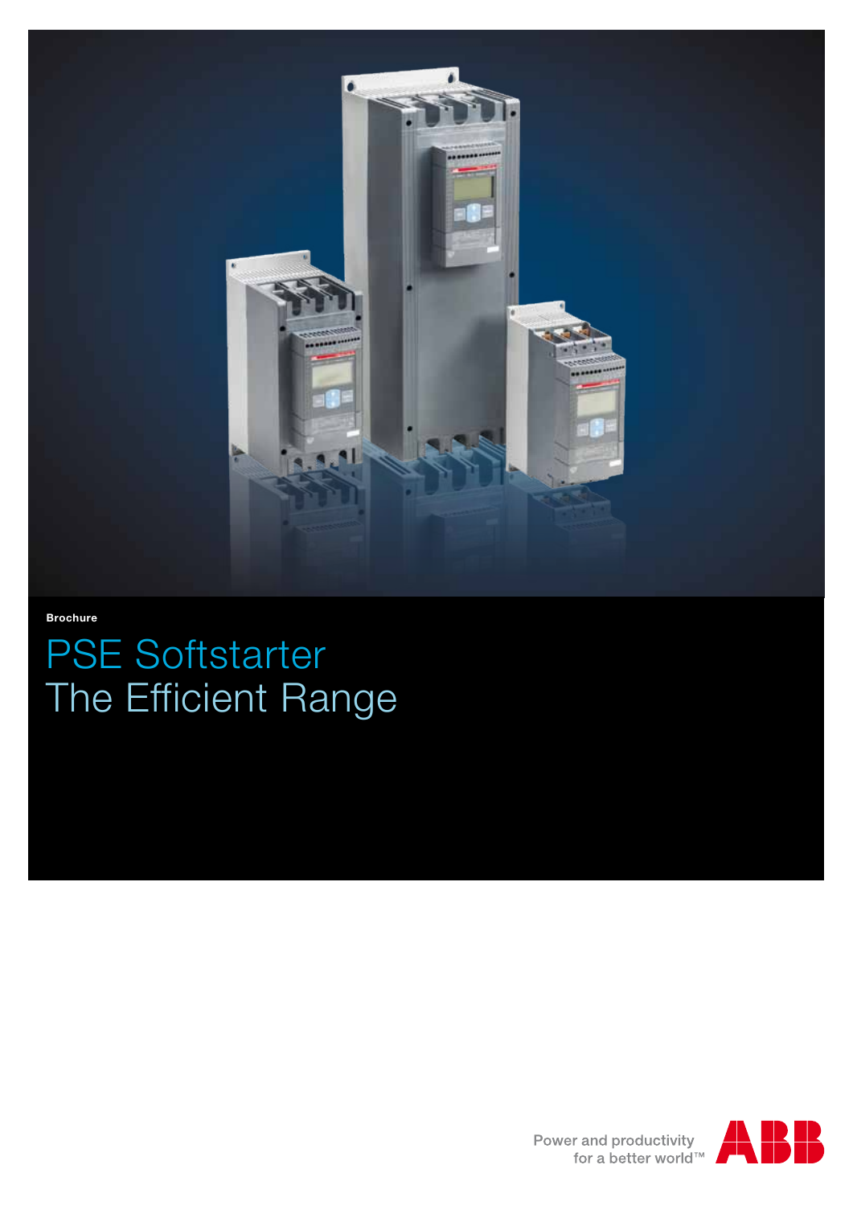Brochure

# PSE Softstarter
# The Efficient Range

Power and productivity
for a better world™

ABB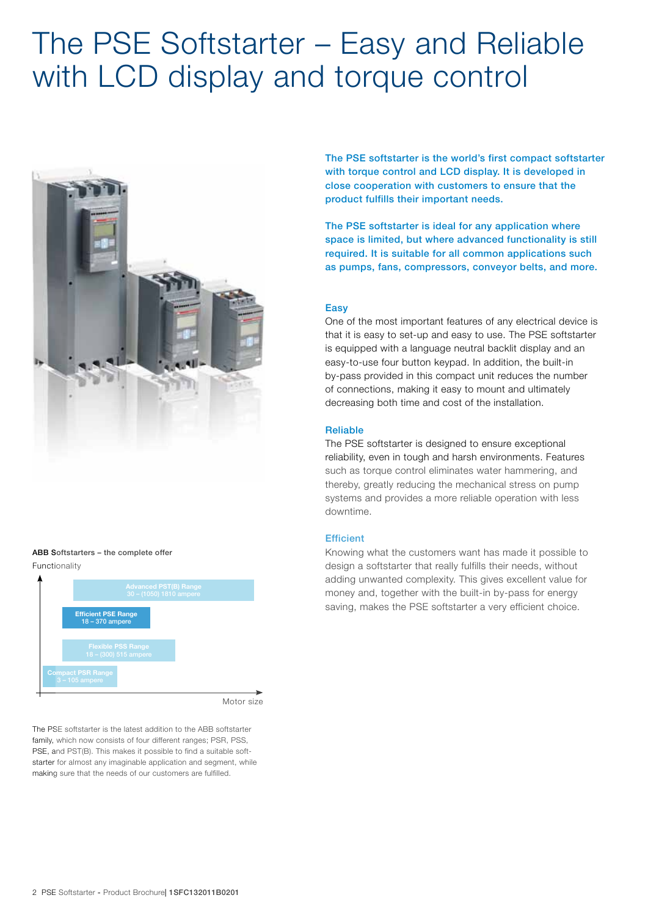# The PSE Softstarter – Easy and Reliable with LCD display and torque control

**The PSE softstarter is the world's first compact softstarter with torque control and LCD display. It is developed in close cooperation with customers to ensure that the product fulfills their important needs.**

**The PSE softstarter is ideal for any application where space is limited, but where advanced functionality is still required. It is suitable for all common applications such as pumps, fans, compressors, conveyor belts, and more.**

### Easy

One of the most important features of any electrical device is that it is easy to set-up and easy to use. The PSE softstarter is equipped with a language neutral backlit display and an easy-to-use four button keypad. In addition, the built-in by-pass provided in this compact unit reduces the number of connections, making it easy to mount and ultimately decreasing both time and cost of the installation.

### Reliable

The PSE softstarter is designed to ensure exceptional reliability, even in tough and harsh environments. Features such as torque control eliminates water hammering, and thereby, greatly reducing the mechanical stress on pump systems and provides a more reliable operation with less downtime.

### Efficient

Knowing what the customers want has made it possible to design a softstarter that really fulfills their needs, without adding unwanted complexity. This gives excellent value for money and, together with the built-in by-pass for energy saving, makes the PSE softstarter a very efficient choice.

**ABB Softstarters – the complete offer**

Functionality

- Advanced PST(B) Range 30 – (1050) 1810 ampere
- Efficient PSE Range 18 – 370 ampere
- Flexible PSS Range 18 – (300) 515 ampere
- Compact PSR Range 3 – 105 ampere

Motor size

The PSE softstarter is the latest addition to the ABB softstarter family, which now consists of four different ranges; PSR, PSS, PSE, and PST(B). This makes it possible to find a suitable softstarter for almost any imaginable application and segment, while making sure that the needs of our customers are fulfilled.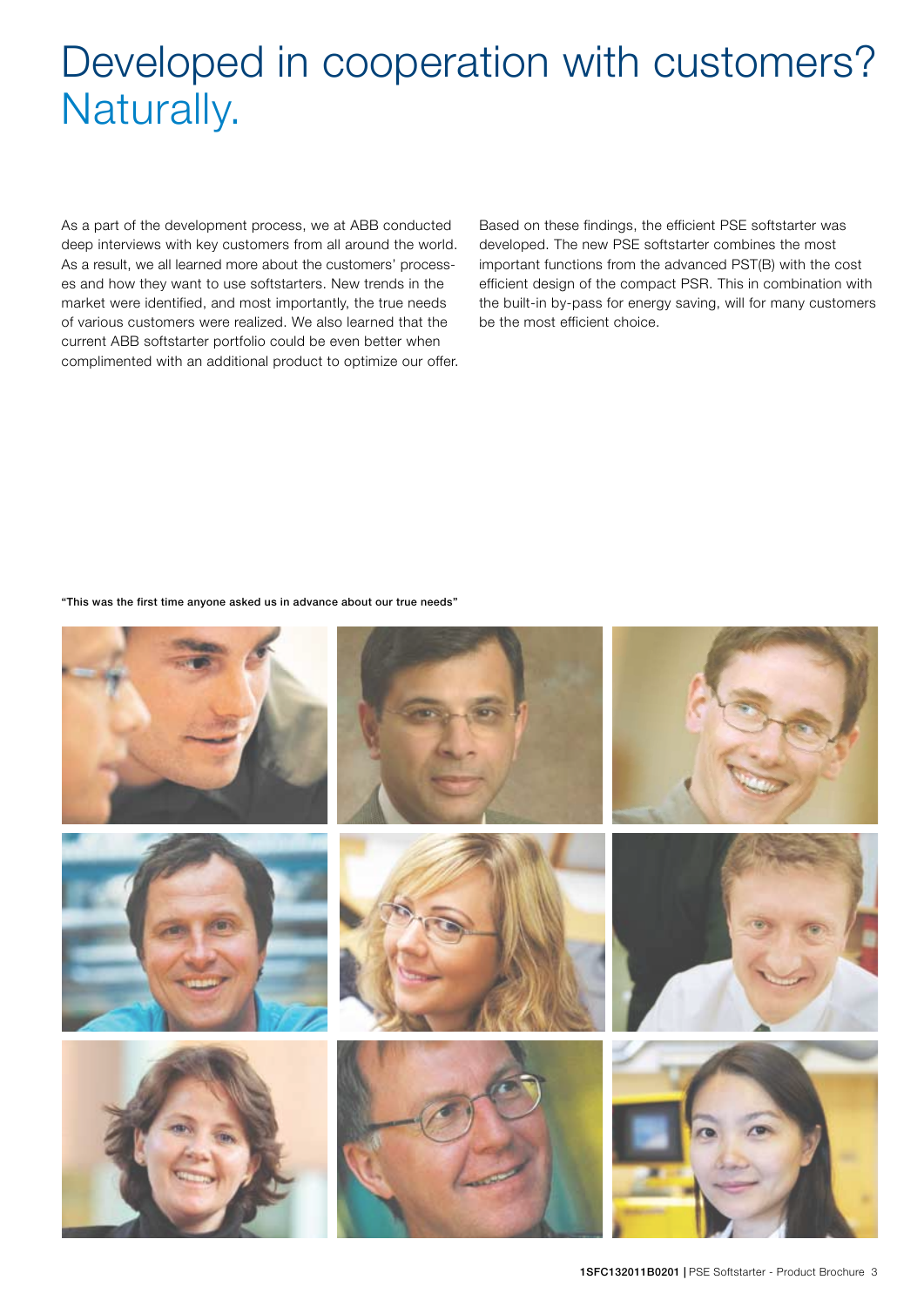# Developed in cooperation with customers? Naturally.

As a part of the development process, we at ABB conducted deep interviews with key customers from all around the world. As a result, we all learned more about the customers' processes and how they want to use softstarters. New trends in the market were identified, and most importantly, the true needs of various customers were realized. We also learned that the current ABB softstarter portfolio could be even better when complimented with an additional product to optimize our offer.

Based on these findings, the efficient PSE softstarter was developed. The new PSE softstarter combines the most important functions from the advanced PST(B) with the cost efficient design of the compact PSR. This in combination with the built-in by-pass for energy saving, will for many customers be the most efficient choice.

**"This was the first time anyone asked us in advance about our true needs"**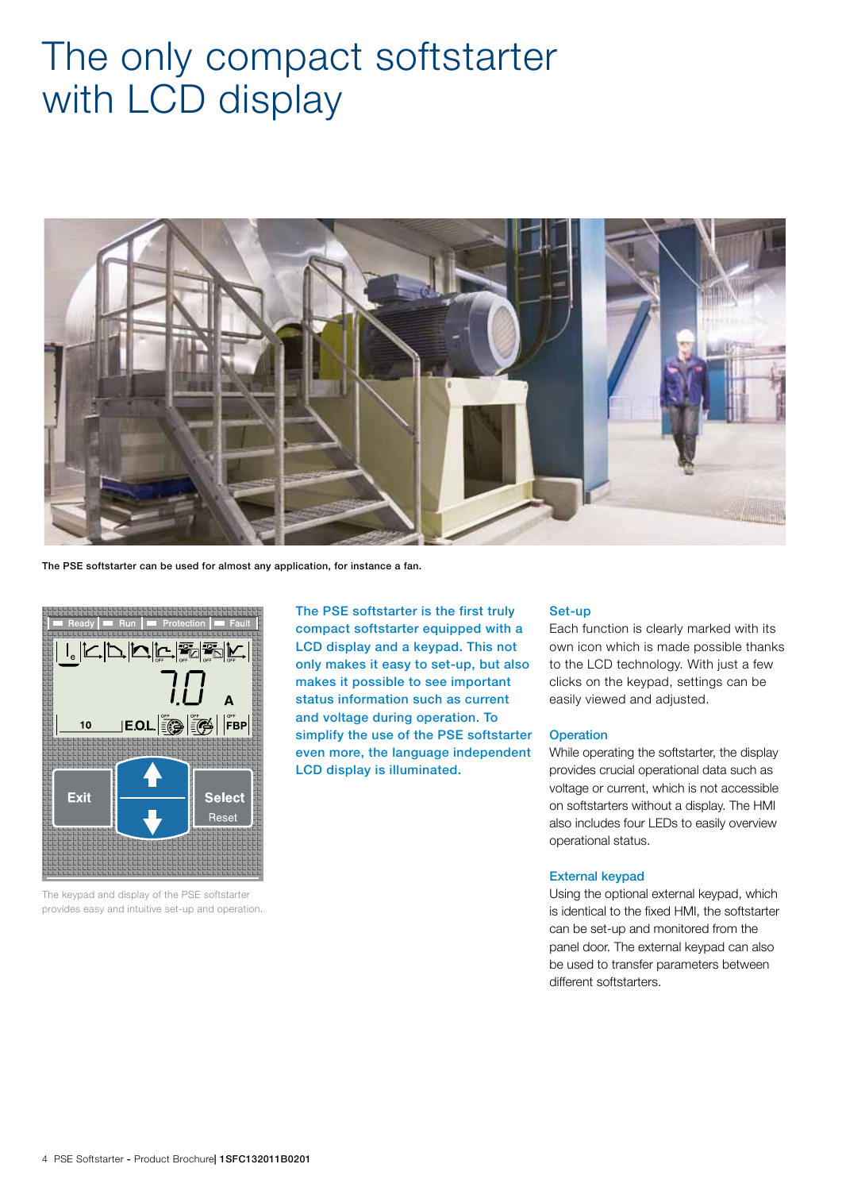# The only compact softstarter with LCD display

The PSE softstarter can be used for almost any application, for instance a fan.

The keypad and display of the PSE softstarter provides easy and intuitive set-up and operation.

**The PSE softstarter is the first truly compact softstarter equipped with a LCD display and a keypad. This not only makes it easy to set-up, but also makes it possible to see important status information such as current and voltage during operation. To simplify the use of the PSE softstarter even more, the language independent LCD display is illuminated.**

### Set-up

Each function is clearly marked with its own icon which is made possible thanks to the LCD technology. With just a few clicks on the keypad, settings can be easily viewed and adjusted.

### Operation

While operating the softstarter, the display provides crucial operational data such as voltage or current, which is not accessible on softstarters without a display. The HMI also includes four LEDs to easily overview operational status.

### External keypad

Using the optional external keypad, which is identical to the fixed HMI, the softstarter can be set-up and monitored from the panel door. The external keypad can also be used to transfer parameters between different softstarters.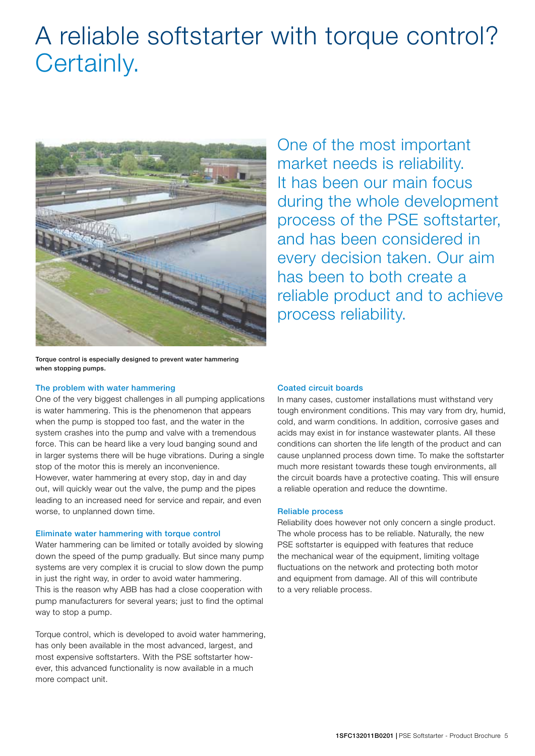# A reliable softstarter with torque control? Certainly.

Torque control is especially designed to prevent water hammering when stopping pumps.

One of the most important market needs is reliability. It has been our main focus during the whole development process of the PSE softstarter, and has been considered in every decision taken. Our aim has been to both create a reliable product and to achieve process reliability.

### The problem with water hammering

One of the very biggest challenges in all pumping applications is water hammering. This is the phenomenon that appears when the pump is stopped too fast, and the water in the system crashes into the pump and valve with a tremendous force. This can be heard like a very loud banging sound and in larger systems there will be huge vibrations. During a single stop of the motor this is merely an inconvenience. However, water hammering at every stop, day in and day out, will quickly wear out the valve, the pump and the pipes leading to an increased need for service and repair, and even worse, to unplanned down time.

### Eliminate water hammering with torque control

Water hammering can be limited or totally avoided by slowing down the speed of the pump gradually. But since many pump systems are very complex it is crucial to slow down the pump in just the right way, in order to avoid water hammering. This is the reason why ABB has had a close cooperation with pump manufacturers for several years; just to find the optimal way to stop a pump.

Torque control, which is developed to avoid water hammering, has only been available in the most advanced, largest, and most expensive softstarters. With the PSE softstarter however, this advanced functionality is now available in a much more compact unit.

### Coated circuit boards

In many cases, customer installations must withstand very tough environment conditions. This may vary from dry, humid, cold, and warm conditions. In addition, corrosive gases and acids may exist in for instance wastewater plants. All these conditions can shorten the life length of the product and can cause unplanned process down time. To make the softstarter much more resistant towards these tough environments, all the circuit boards have a protective coating. This will ensure a reliable operation and reduce the downtime.

### Reliable process

Reliability does however not only concern a single product. The whole process has to be reliable. Naturally, the new PSE softstarter is equipped with features that reduce the mechanical wear of the equipment, limiting voltage fluctuations on the network and protecting both motor and equipment from damage. All of this will contribute to a very reliable process.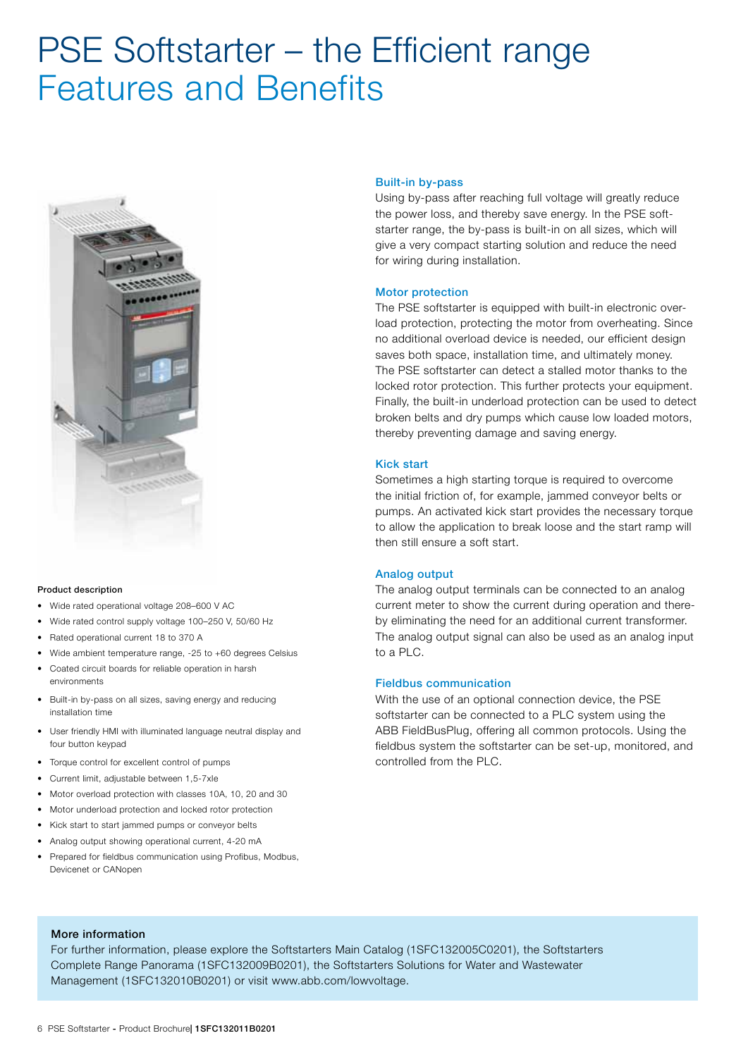# PSE Softstarter – the Efficient range
## Features and Benefits

**Product description**

- Wide rated operational voltage 208–600 V AC
- Wide rated control supply voltage 100–250 V, 50/60 Hz
- Rated operational current 18 to 370 A
- Wide ambient temperature range, -25 to +60 degrees Celsius
- Coated circuit boards for reliable operation in harsh environments
- Built-in by-pass on all sizes, saving energy and reducing installation time
- User friendly HMI with illuminated language neutral display and four button keypad
- Torque control for excellent control of pumps
- Current limit, adjustable between 1,5-7xIe
- Motor overload protection with classes 10A, 10, 20 and 30
- Motor underload protection and locked rotor protection
- Kick start to start jammed pumps or conveyor belts
- Analog output showing operational current, 4-20 mA
- Prepared for fieldbus communication using Profibus, Modbus, Devicenet or CANopen

### Built-in by-pass

Using by-pass after reaching full voltage will greatly reduce the power loss, and thereby save energy. In the PSE softstarter range, the by-pass is built-in on all sizes, which will give a very compact starting solution and reduce the need for wiring during installation.

### Motor protection

The PSE softstarter is equipped with built-in electronic overload protection, protecting the motor from overheating. Since no additional overload device is needed, our efficient design saves both space, installation time, and ultimately money. The PSE softstarter can detect a stalled motor thanks to the locked rotor protection. This further protects your equipment. Finally, the built-in underload protection can be used to detect broken belts and dry pumps which cause low loaded motors, thereby preventing damage and saving energy.

### Kick start

Sometimes a high starting torque is required to overcome the initial friction of, for example, jammed conveyor belts or pumps. An activated kick start provides the necessary torque to allow the application to break loose and the start ramp will then still ensure a soft start.

### Analog output

The analog output terminals can be connected to an analog current meter to show the current during operation and thereby eliminating the need for an additional current transformer. The analog output signal can also be used as an analog input to a PLC.

### Fieldbus communication

With the use of an optional connection device, the PSE softstarter can be connected to a PLC system using the ABB FieldBusPlug, offering all common protocols. Using the fieldbus system the softstarter can be set-up, monitored, and controlled from the PLC.

**More information**

For further information, please explore the Softstarters Main Catalog (1SFC132005C0201), the Softstarters Complete Range Panorama (1SFC132009B0201), the Softstarters Solutions for Water and Wastewater Management (1SFC132010B0201) or visit www.abb.com/lowvoltage.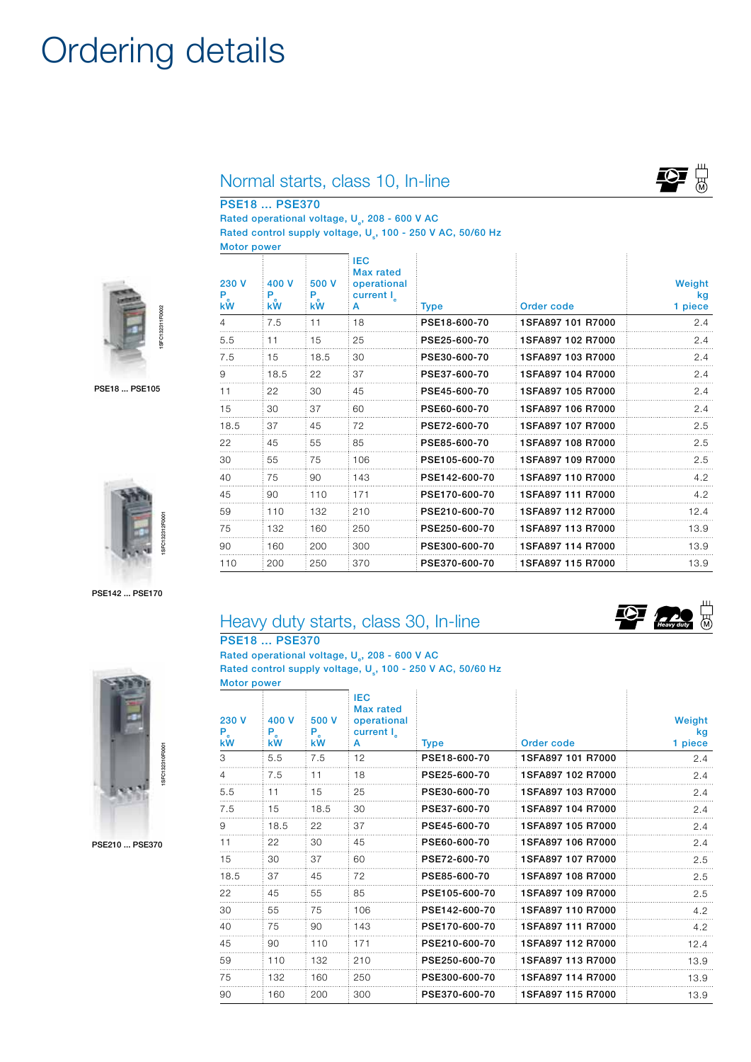# Ordering details

PSE18 ... PSE105

PSE142 ... PSE170

PSE210 ... PSE370

## Normal starts, class 10, In-line

### PSE18 ... PSE370

Rated operational voltage, $U_e$, 208 - 600 V AC

Rated control supply voltage, $U_s$, 100 - 250 V AC, 50/60 Hz

| Motor power | | | | | | |
|---|---|---|---|---|---|---|
| 230 V $P_e$ kW | 400 V $P_e$ kW | 500 V $P_e$ kW | IEC Max rated operational current $I_e$ A | Type | Order code | Weight kg 1 piece |
| 4 | 7.5 | 11 | 18 | **PSE18-600-70** | **1SFA897 101 R7000** | 2.4 |
| 5.5 | 11 | 15 | 25 | **PSE25-600-70** | **1SFA897 102 R7000** | 2.4 |
| 7.5 | 15 | 18.5 | 30 | **PSE30-600-70** | **1SFA897 103 R7000** | 2.4 |
| 9 | 18.5 | 22 | 37 | **PSE37-600-70** | **1SFA897 104 R7000** | 2.4 |
| 11 | 22 | 30 | 45 | **PSE45-600-70** | **1SFA897 105 R7000** | 2.4 |
| 15 | 30 | 37 | 60 | **PSE60-600-70** | **1SFA897 106 R7000** | 2.4 |
| 18.5 | 37 | 45 | 72 | **PSE72-600-70** | **1SFA897 107 R7000** | 2.5 |
| 22 | 45 | 55 | 85 | **PSE85-600-70** | **1SFA897 108 R7000** | 2.5 |
| 30 | 55 | 75 | 106 | **PSE105-600-70** | **1SFA897 109 R7000** | 2.5 |
| 40 | 75 | 90 | 143 | **PSE142-600-70** | **1SFA897 110 R7000** | 4.2 |
| 45 | 90 | 110 | 171 | **PSE170-600-70** | **1SFA897 111 R7000** | 4.2 |
| 59 | 110 | 132 | 210 | **PSE210-600-70** | **1SFA897 112 R7000** | 12.4 |
| 75 | 132 | 160 | 250 | **PSE250-600-70** | **1SFA897 113 R7000** | 13.9 |
| 90 | 160 | 200 | 300 | **PSE300-600-70** | **1SFA897 114 R7000** | 13.9 |
| 110 | 200 | 250 | 370 | **PSE370-600-70** | **1SFA897 115 R7000** | 13.9 |

## Heavy duty starts, class 30, In-line

### PSE18 ... PSE370

Rated operational voltage, $U_e$, 208 - 600 V AC

Rated control supply voltage, $U_s$, 100 - 250 V AC, 50/60 Hz

| Motor power | | | | | | |
|---|---|---|---|---|---|---|
| 230 V $P_e$ kW | 400 V $P_e$ kW | 500 V $P_e$ kW | IEC Max rated operational current $I_e$ A | Type | Order code | Weight kg 1 piece |
| 3 | 5.5 | 7.5 | 12 | **PSE18-600-70** | **1SFA897 101 R7000** | 2.4 |
| 4 | 7.5 | 11 | 18 | **PSE25-600-70** | **1SFA897 102 R7000** | 2.4 |
| 5.5 | 11 | 15 | 25 | **PSE30-600-70** | **1SFA897 103 R7000** | 2.4 |
| 7.5 | 15 | 18.5 | 30 | **PSE37-600-70** | **1SFA897 104 R7000** | 2.4 |
| 9 | 18.5 | 22 | 37 | **PSE45-600-70** | **1SFA897 105 R7000** | 2.4 |
| 11 | 22 | 30 | 45 | **PSE60-600-70** | **1SFA897 106 R7000** | 2.4 |
| 15 | 30 | 37 | 60 | **PSE72-600-70** | **1SFA897 107 R7000** | 2.5 |
| 18.5 | 37 | 45 | 72 | **PSE85-600-70** | **1SFA897 108 R7000** | 2.5 |
| 22 | 45 | 55 | 85 | **PSE105-600-70** | **1SFA897 109 R7000** | 2.5 |
| 30 | 55 | 75 | 106 | **PSE142-600-70** | **1SFA897 110 R7000** | 4.2 |
| 40 | 75 | 90 | 143 | **PSE170-600-70** | **1SFA897 111 R7000** | 4.2 |
| 45 | 90 | 110 | 171 | **PSE210-600-70** | **1SFA897 112 R7000** | 12.4 |
| 59 | 110 | 132 | 210 | **PSE250-600-70** | **1SFA897 113 R7000** | 13.9 |
| 75 | 132 | 160 | 250 | **PSE300-600-70** | **1SFA897 114 R7000** | 13.9 |
| 90 | 160 | 200 | 300 | **PSE370-600-70** | **1SFA897 115 R7000** | 13.9 |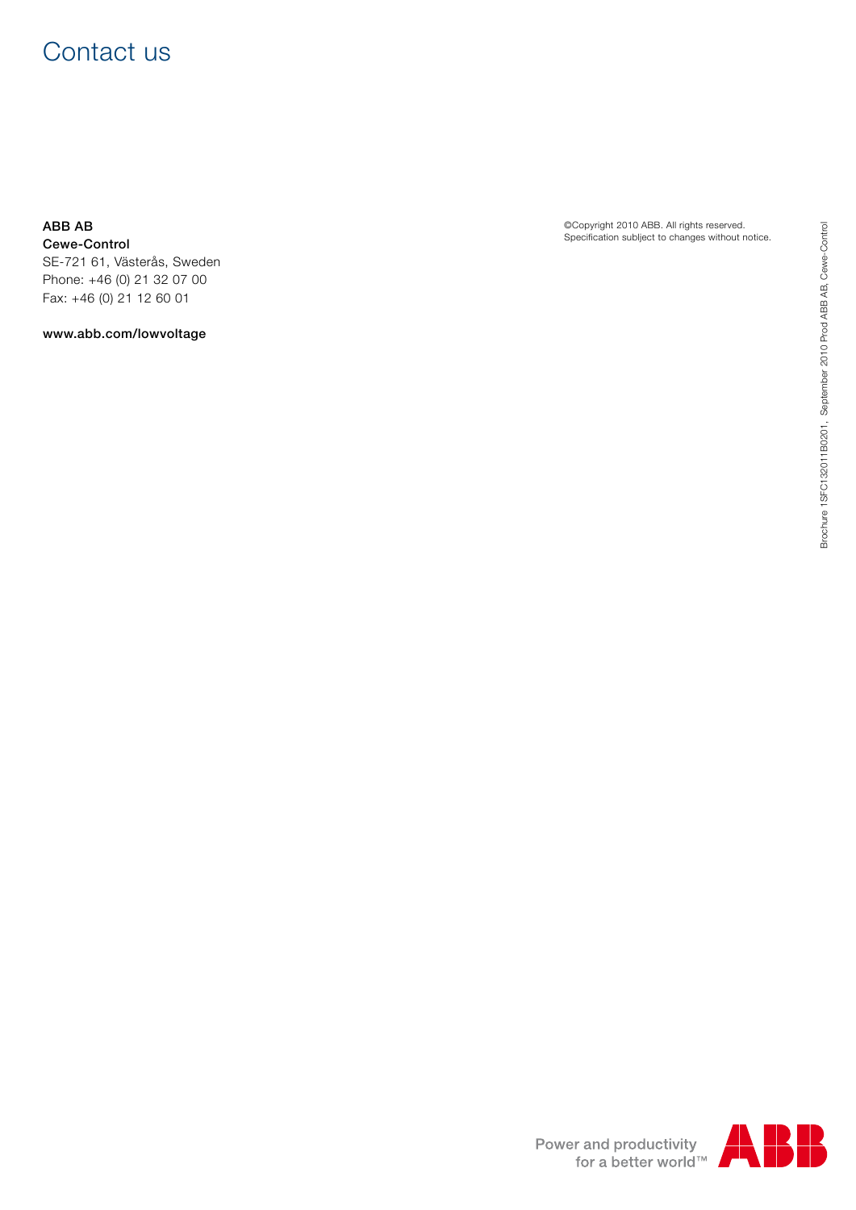# Contact us

**ABB AB**
**Cewe-Control**
SE-721 61, Västerås, Sweden
Phone: +46 (0) 21 32 07 00
Fax: +46 (0) 21 12 60 01

**www.abb.com/lowvoltage**

©Copyright 2010 ABB. All rights reserved.
Specification subljct to changes without notice.

Brochure 1SFC132011B0201, September 2010 Prod ABB AB, Cewe-Control

Power and productivity
for a better world™